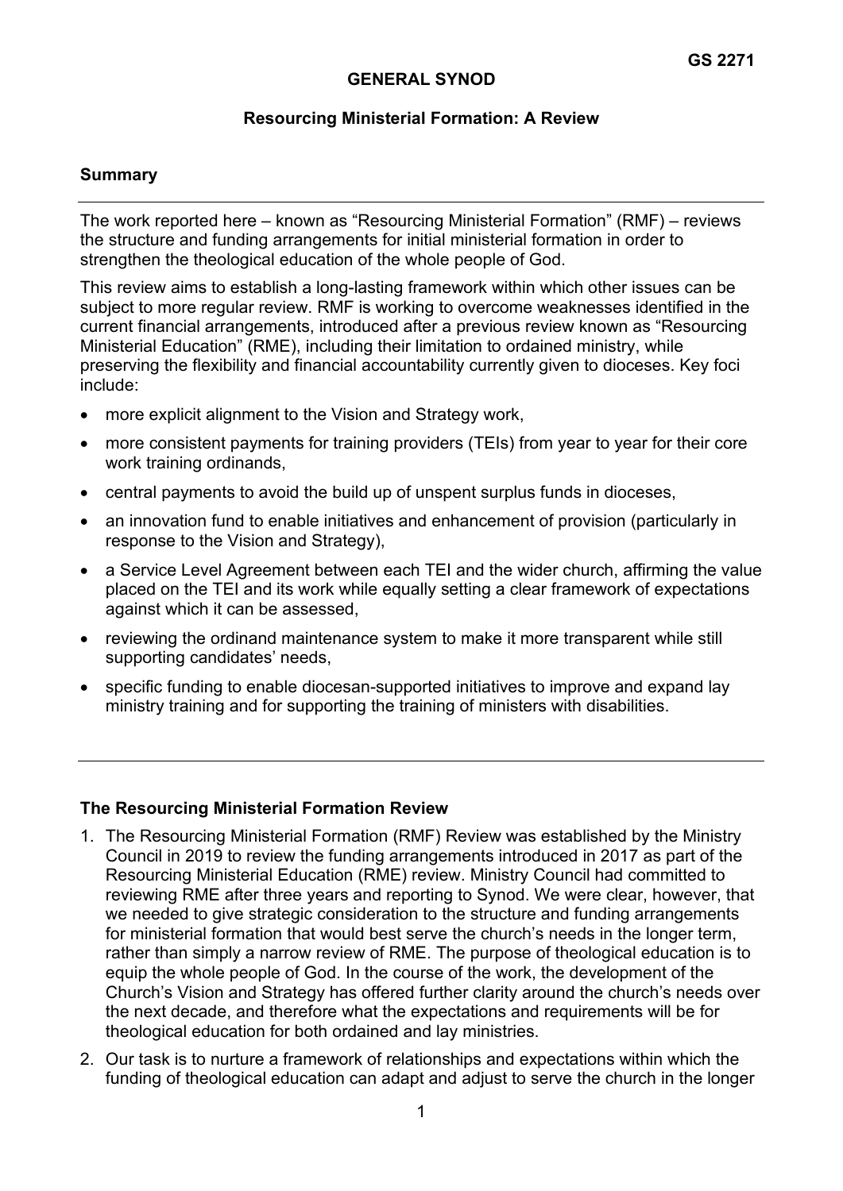**GS 2271**

**GENERAL SYNOD**

**Resourcing Ministerial Formation: A Review**

**Summary**

---

The work reported here – known as "Resourcing Ministerial Formation" (RMF) – reviews the structure and funding arrangements for initial ministerial formation in order to strengthen the theological education of the whole people of God.

This review aims to establish a long-lasting framework within which other issues can be subject to more regular review. RMF is working to overcome weaknesses identified in the current financial arrangements, introduced after a previous review known as "Resourcing Ministerial Education" (RME), including their limitation to ordained ministry, while preserving the flexibility and financial accountability currently given to dioceses. Key foci include:

- more explicit alignment to the Vision and Strategy work,
- more consistent payments for training providers (TEIs) from year to year for their core work training ordinands,
- central payments to avoid the build up of unspent surplus funds in dioceses,
- an innovation fund to enable initiatives and enhancement of provision (particularly in response to the Vision and Strategy),
- a Service Level Agreement between each TEI and the wider church, affirming the value placed on the TEI and its work while equally setting a clear framework of expectations against which it can be assessed,
- reviewing the ordinand maintenance system to make it more transparent while still supporting candidates' needs,
- specific funding to enable diocesan-supported initiatives to improve and expand lay ministry training and for supporting the training of ministers with disabilities.

---

**The Resourcing Ministerial Formation Review**

1. The Resourcing Ministerial Formation (RMF) Review was established by the Ministry Council in 2019 to review the funding arrangements introduced in 2017 as part of the Resourcing Ministerial Education (RME) review. Ministry Council had committed to reviewing RME after three years and reporting to Synod. We were clear, however, that we needed to give strategic consideration to the structure and funding arrangements for ministerial formation that would best serve the church's needs in the longer term, rather than simply a narrow review of RME. The purpose of theological education is to equip the whole people of God. In the course of the work, the development of the Church's Vision and Strategy has offered further clarity around the church's needs over the next decade, and therefore what the expectations and requirements will be for theological education for both ordained and lay ministries.

2. Our task is to nurture a framework of relationships and expectations within which the funding of theological education can adapt and adjust to serve the church in the longer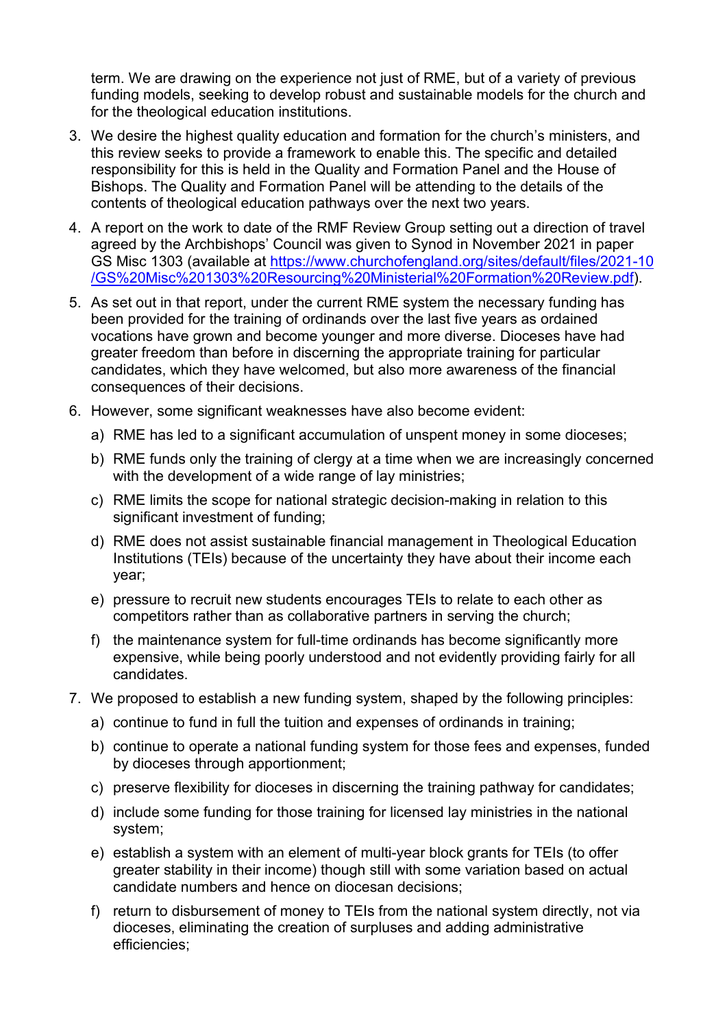term. We are drawing on the experience not just of RME, but of a variety of previous funding models, seeking to develop robust and sustainable models for the church and for the theological education institutions.

3. We desire the highest quality education and formation for the church's ministers, and this review seeks to provide a framework to enable this. The specific and detailed responsibility for this is held in the Quality and Formation Panel and the House of Bishops. The Quality and Formation Panel will be attending to the details of the contents of theological education pathways over the next two years.

4. A report on the work to date of the RMF Review Group setting out a direction of travel agreed by the Archbishops' Council was given to Synod in November 2021 in paper GS Misc 1303 (available at [https://www.churchofengland.org/sites/default/files/2021-10/GS%20Misc%201303%20Resourcing%20Ministerial%20Formation%20Review.pdf](https://www.churchofengland.org/sites/default/files/2021-10/GS%20Misc%201303%20Resourcing%20Ministerial%20Formation%20Review.pdf)).

5. As set out in that report, under the current RME system the necessary funding has been provided for the training of ordinands over the last five years as ordained vocations have grown and become younger and more diverse. Dioceses have had greater freedom than before in discerning the appropriate training for particular candidates, which they have welcomed, but also more awareness of the financial consequences of their decisions.

6. However, some significant weaknesses have also become evident:

   a) RME has led to a significant accumulation of unspent money in some dioceses;

   b) RME funds only the training of clergy at a time when we are increasingly concerned with the development of a wide range of lay ministries;

   c) RME limits the scope for national strategic decision-making in relation to this significant investment of funding;

   d) RME does not assist sustainable financial management in Theological Education Institutions (TEIs) because of the uncertainty they have about their income each year;

   e) pressure to recruit new students encourages TEIs to relate to each other as competitors rather than as collaborative partners in serving the church;

   f) the maintenance system for full-time ordinands has become significantly more expensive, while being poorly understood and not evidently providing fairly for all candidates.

7. We proposed to establish a new funding system, shaped by the following principles:

   a) continue to fund in full the tuition and expenses of ordinands in training;

   b) continue to operate a national funding system for those fees and expenses, funded by dioceses through apportionment;

   c) preserve flexibility for dioceses in discerning the training pathway for candidates;

   d) include some funding for those training for licensed lay ministries in the national system;

   e) establish a system with an element of multi-year block grants for TEIs (to offer greater stability in their income) though still with some variation based on actual candidate numbers and hence on diocesan decisions;

   f) return to disbursement of money to TEIs from the national system directly, not via dioceses, eliminating the creation of surpluses and adding administrative efficiencies;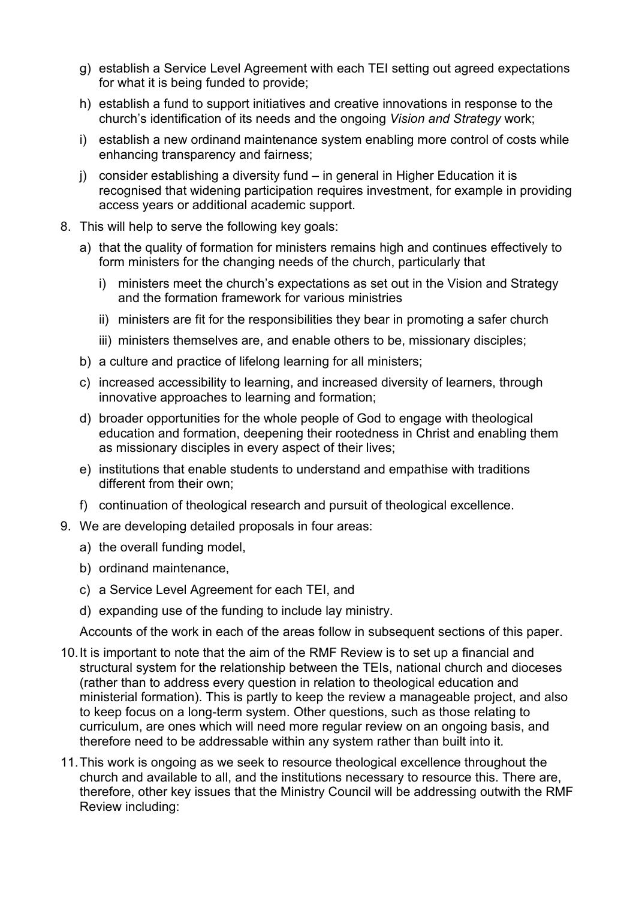g) establish a Service Level Agreement with each TEI setting out agreed expectations for what it is being funded to provide;

h) establish a fund to support initiatives and creative innovations in response to the church's identification of its needs and the ongoing *Vision and Strategy* work;

i) establish a new ordinand maintenance system enabling more control of costs while enhancing transparency and fairness;

j) consider establishing a diversity fund – in general in Higher Education it is recognised that widening participation requires investment, for example in providing access years or additional academic support.

8. This will help to serve the following key goals:

   a) that the quality of formation for ministers remains high and continues effectively to form ministers for the changing needs of the church, particularly that

      i) ministers meet the church's expectations as set out in the Vision and Strategy and the formation framework for various ministries

      ii) ministers are fit for the responsibilities they bear in promoting a safer church

      iii) ministers themselves are, and enable others to be, missionary disciples;

   b) a culture and practice of lifelong learning for all ministers;

   c) increased accessibility to learning, and increased diversity of learners, through innovative approaches to learning and formation;

   d) broader opportunities for the whole people of God to engage with theological education and formation, deepening their rootedness in Christ and enabling them as missionary disciples in every aspect of their lives;

   e) institutions that enable students to understand and empathise with traditions different from their own;

   f) continuation of theological research and pursuit of theological excellence.

9. We are developing detailed proposals in four areas:

   a) the overall funding model,

   b) ordinand maintenance,

   c) a Service Level Agreement for each TEI, and

   d) expanding use of the funding to include lay ministry.

   Accounts of the work in each of the areas follow in subsequent sections of this paper.

10. It is important to note that the aim of the RMF Review is to set up a financial and structural system for the relationship between the TEIs, national church and dioceses (rather than to address every question in relation to theological education and ministerial formation). This is partly to keep the review a manageable project, and also to keep focus on a long-term system. Other questions, such as those relating to curriculum, are ones which will need more regular review on an ongoing basis, and therefore need to be addressable within any system rather than built into it.

11. This work is ongoing as we seek to resource theological excellence throughout the church and available to all, and the institutions necessary to resource this. There are, therefore, other key issues that the Ministry Council will be addressing outwith the RMF Review including: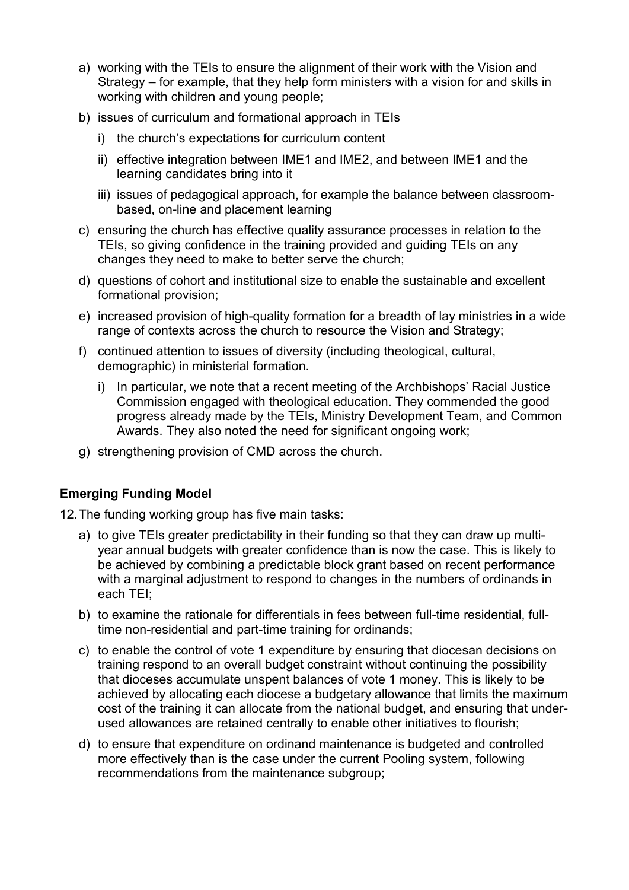a) working with the TEIs to ensure the alignment of their work with the Vision and Strategy – for example, that they help form ministers with a vision for and skills in working with children and young people;

b) issues of curriculum and formational approach in TEIs

   i) the church's expectations for curriculum content

   ii) effective integration between IME1 and IME2, and between IME1 and the learning candidates bring into it

   iii) issues of pedagogical approach, for example the balance between classroom-based, on-line and placement learning

c) ensuring the church has effective quality assurance processes in relation to the TEIs, so giving confidence in the training provided and guiding TEIs on any changes they need to make to better serve the church;

d) questions of cohort and institutional size to enable the sustainable and excellent formational provision;

e) increased provision of high-quality formation for a breadth of lay ministries in a wide range of contexts across the church to resource the Vision and Strategy;

f) continued attention to issues of diversity (including theological, cultural, demographic) in ministerial formation.

   i) In particular, we note that a recent meeting of the Archbishops' Racial Justice Commission engaged with theological education. They commended the good progress already made by the TEIs, Ministry Development Team, and Common Awards. They also noted the need for significant ongoing work;

g) strengthening provision of CMD across the church.

**Emerging Funding Model**

12. The funding working group has five main tasks:

a) to give TEIs greater predictability in their funding so that they can draw up multi-year annual budgets with greater confidence than is now the case. This is likely to be achieved by combining a predictable block grant based on recent performance with a marginal adjustment to respond to changes in the numbers of ordinands in each TEI;

b) to examine the rationale for differentials in fees between full-time residential, full-time non-residential and part-time training for ordinands;

c) to enable the control of vote 1 expenditure by ensuring that diocesan decisions on training respond to an overall budget constraint without continuing the possibility that dioceses accumulate unspent balances of vote 1 money. This is likely to be achieved by allocating each diocese a budgetary allowance that limits the maximum cost of the training it can allocate from the national budget, and ensuring that under-used allowances are retained centrally to enable other initiatives to flourish;

d) to ensure that expenditure on ordinand maintenance is budgeted and controlled more effectively than is the case under the current Pooling system, following recommendations from the maintenance subgroup;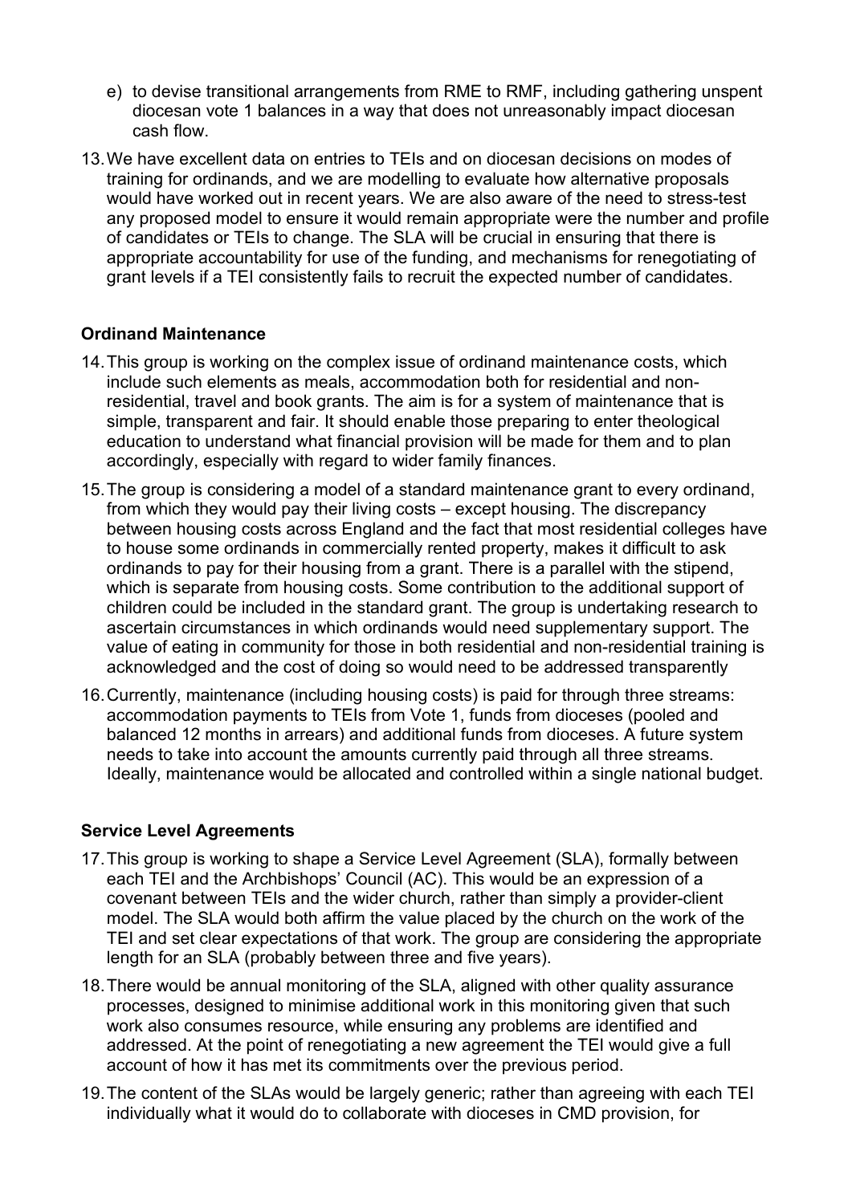e) to devise transitional arrangements from RME to RMF, including gathering unspent diocesan vote 1 balances in a way that does not unreasonably impact diocesan cash flow.

13. We have excellent data on entries to TEIs and on diocesan decisions on modes of training for ordinands, and we are modelling to evaluate how alternative proposals would have worked out in recent years. We are also aware of the need to stress-test any proposed model to ensure it would remain appropriate were the number and profile of candidates or TEIs to change. The SLA will be crucial in ensuring that there is appropriate accountability for use of the funding, and mechanisms for renegotiating of grant levels if a TEI consistently fails to recruit the expected number of candidates.

**Ordinand Maintenance**

14. This group is working on the complex issue of ordinand maintenance costs, which include such elements as meals, accommodation both for residential and non-residential, travel and book grants. The aim is for a system of maintenance that is simple, transparent and fair. It should enable those preparing to enter theological education to understand what financial provision will be made for them and to plan accordingly, especially with regard to wider family finances.

15. The group is considering a model of a standard maintenance grant to every ordinand, from which they would pay their living costs – except housing. The discrepancy between housing costs across England and the fact that most residential colleges have to house some ordinands in commercially rented property, makes it difficult to ask ordinands to pay for their housing from a grant. There is a parallel with the stipend, which is separate from housing costs. Some contribution to the additional support of children could be included in the standard grant. The group is undertaking research to ascertain circumstances in which ordinands would need supplementary support. The value of eating in community for those in both residential and non-residential training is acknowledged and the cost of doing so would need to be addressed transparently

16. Currently, maintenance (including housing costs) is paid for through three streams: accommodation payments to TEIs from Vote 1, funds from dioceses (pooled and balanced 12 months in arrears) and additional funds from dioceses. A future system needs to take into account the amounts currently paid through all three streams. Ideally, maintenance would be allocated and controlled within a single national budget.

**Service Level Agreements**

17. This group is working to shape a Service Level Agreement (SLA), formally between each TEI and the Archbishops' Council (AC). This would be an expression of a covenant between TEIs and the wider church, rather than simply a provider-client model. The SLA would both affirm the value placed by the church on the work of the TEI and set clear expectations of that work. The group are considering the appropriate length for an SLA (probably between three and five years).

18. There would be annual monitoring of the SLA, aligned with other quality assurance processes, designed to minimise additional work in this monitoring given that such work also consumes resource, while ensuring any problems are identified and addressed. At the point of renegotiating a new agreement the TEI would give a full account of how it has met its commitments over the previous period.

19. The content of the SLAs would be largely generic; rather than agreeing with each TEI individually what it would do to collaborate with dioceses in CMD provision, for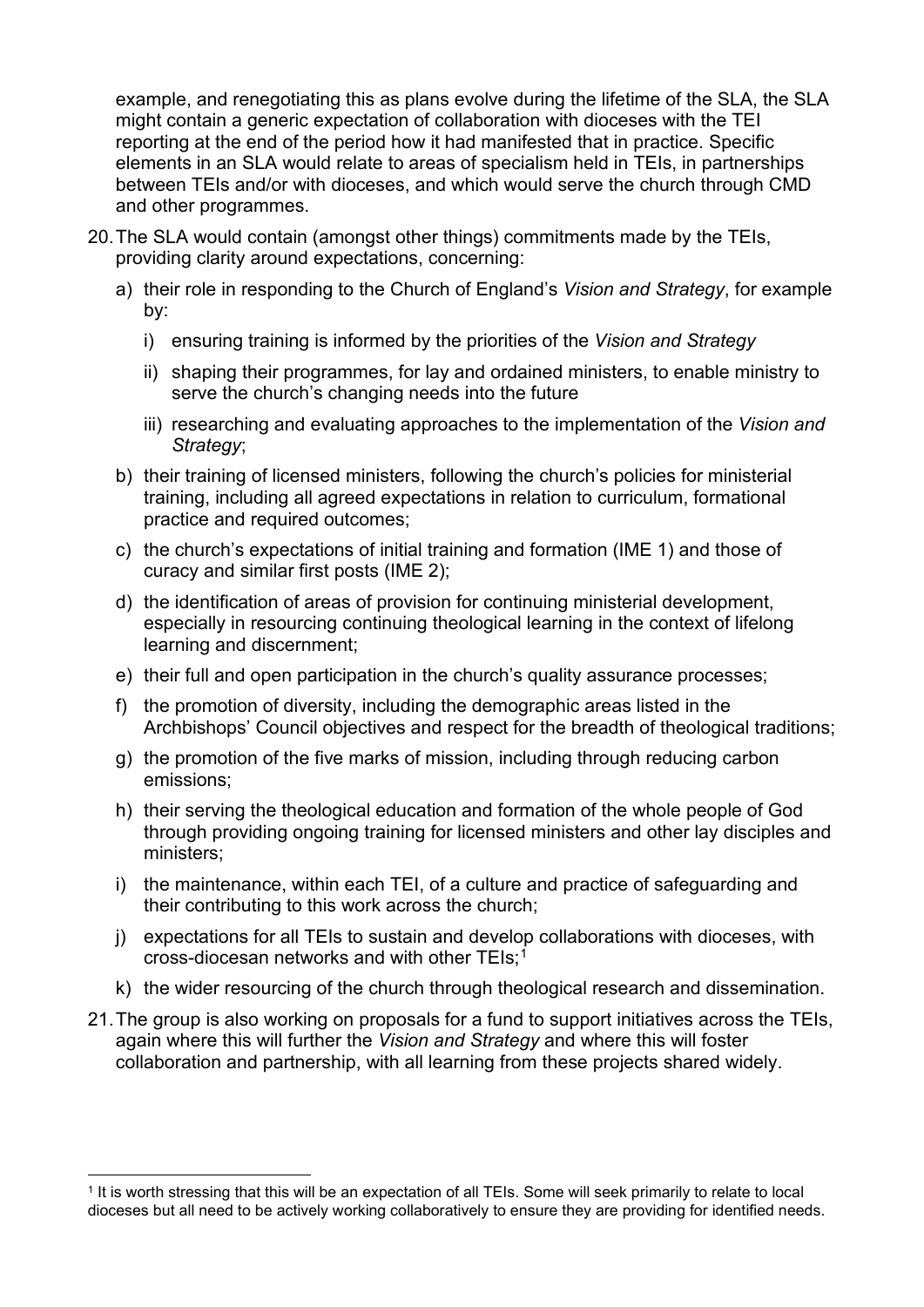example, and renegotiating this as plans evolve during the lifetime of the SLA, the SLA might contain a generic expectation of collaboration with dioceses with the TEI reporting at the end of the period how it had manifested that in practice. Specific elements in an SLA would relate to areas of specialism held in TEIs, in partnerships between TEIs and/or with dioceses, and which would serve the church through CMD and other programmes.

20. The SLA would contain (amongst other things) commitments made by the TEIs, providing clarity around expectations, concerning:

    a) their role in responding to the Church of England's *Vision and Strategy*, for example by:

        i) ensuring training is informed by the priorities of the *Vision and Strategy*

        ii) shaping their programmes, for lay and ordained ministers, to enable ministry to serve the church's changing needs into the future

        iii) researching and evaluating approaches to the implementation of the *Vision and Strategy*;

    b) their training of licensed ministers, following the church's policies for ministerial training, including all agreed expectations in relation to curriculum, formational practice and required outcomes;

    c) the church's expectations of initial training and formation (IME 1) and those of curacy and similar first posts (IME 2);

    d) the identification of areas of provision for continuing ministerial development, especially in resourcing continuing theological learning in the context of lifelong learning and discernment;

    e) their full and open participation in the church's quality assurance processes;

    f) the promotion of diversity, including the demographic areas listed in the Archbishops' Council objectives and respect for the breadth of theological traditions;

    g) the promotion of the five marks of mission, including through reducing carbon emissions;

    h) their serving the theological education and formation of the whole people of God through providing ongoing training for licensed ministers and other lay disciples and ministers;

    i) the maintenance, within each TEI, of a culture and practice of safeguarding and their contributing to this work across the church;

    j) expectations for all TEIs to sustain and develop collaborations with dioceses, with cross-diocesan networks and with other TEIs;[1]

    k) the wider resourcing of the church through theological research and dissemination.

21. The group is also working on proposals for a fund to support initiatives across the TEIs, again where this will further the *Vision and Strategy* and where this will foster collaboration and partnership, with all learning from these projects shared widely.

[1] It is worth stressing that this will be an expectation of all TEIs. Some will seek primarily to relate to local dioceses but all need to be actively working collaboratively to ensure they are providing for identified needs.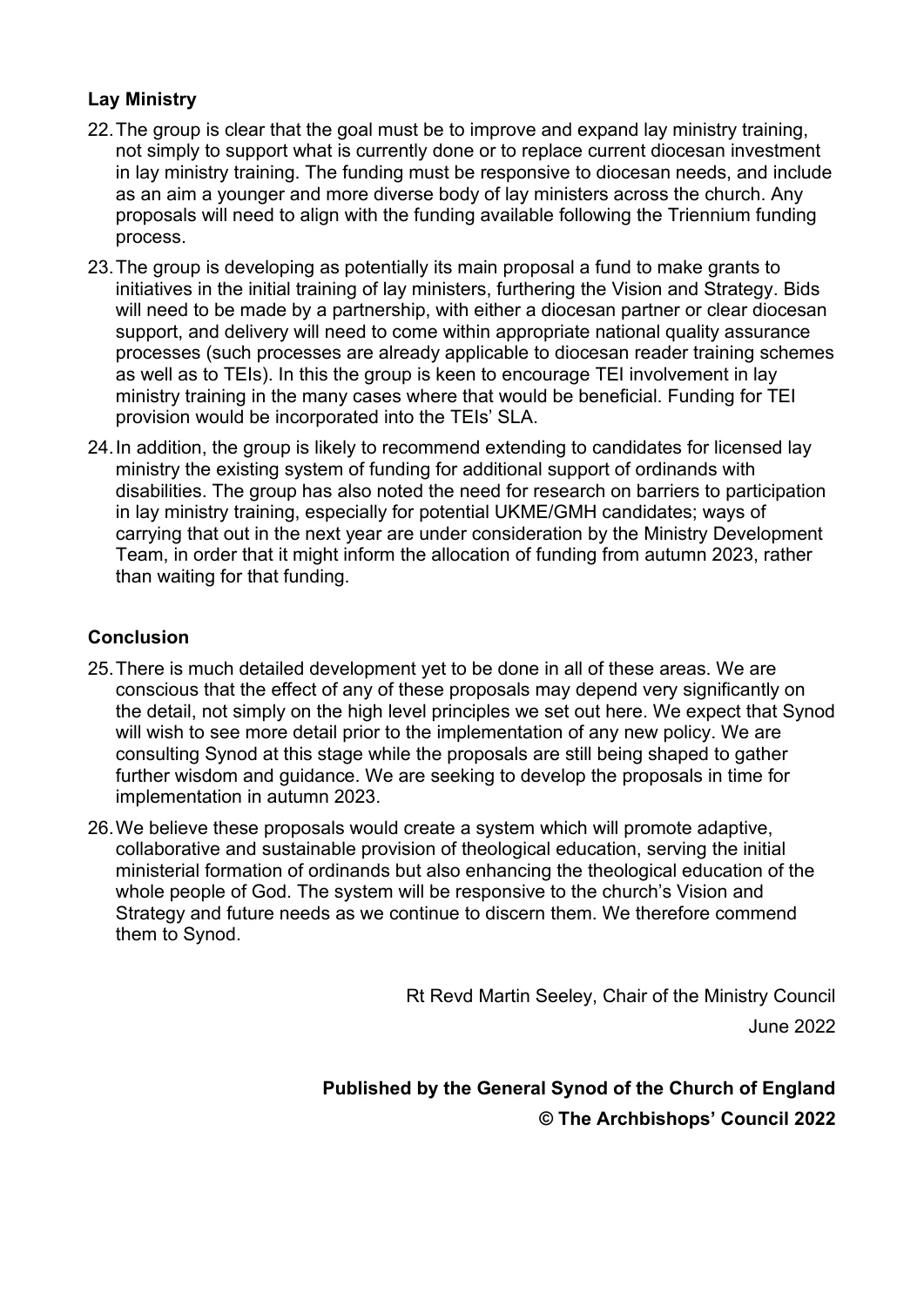### Lay Ministry

22. The group is clear that the goal must be to improve and expand lay ministry training, not simply to support what is currently done or to replace current diocesan investment in lay ministry training. The funding must be responsive to diocesan needs, and include as an aim a younger and more diverse body of lay ministers across the church. Any proposals will need to align with the funding available following the Triennium funding process.

23. The group is developing as potentially its main proposal a fund to make grants to initiatives in the initial training of lay ministers, furthering the Vision and Strategy. Bids will need to be made by a partnership, with either a diocesan partner or clear diocesan support, and delivery will need to come within appropriate national quality assurance processes (such processes are already applicable to diocesan reader training schemes as well as to TEIs). In this the group is keen to encourage TEI involvement in lay ministry training in the many cases where that would be beneficial. Funding for TEI provision would be incorporated into the TEIs' SLA.

24. In addition, the group is likely to recommend extending to candidates for licensed lay ministry the existing system of funding for additional support of ordinands with disabilities. The group has also noted the need for research on barriers to participation in lay ministry training, especially for potential UKME/GMH candidates; ways of carrying that out in the next year are under consideration by the Ministry Development Team, in order that it might inform the allocation of funding from autumn 2023, rather than waiting for that funding.

### Conclusion

25. There is much detailed development yet to be done in all of these areas. We are conscious that the effect of any of these proposals may depend very significantly on the detail, not simply on the high level principles we set out here. We expect that Synod will wish to see more detail prior to the implementation of any new policy. We are consulting Synod at this stage while the proposals are still being shaped to gather further wisdom and guidance. We are seeking to develop the proposals in time for implementation in autumn 2023.

26. We believe these proposals would create a system which will promote adaptive, collaborative and sustainable provision of theological education, serving the initial ministerial formation of ordinands but also enhancing the theological education of the whole people of God. The system will be responsive to the church's Vision and Strategy and future needs as we continue to discern them. We therefore commend them to Synod.

Rt Revd Martin Seeley, Chair of the Ministry Council

June 2022

**Published by the General Synod of the Church of England**

**© The Archbishops' Council 2022**